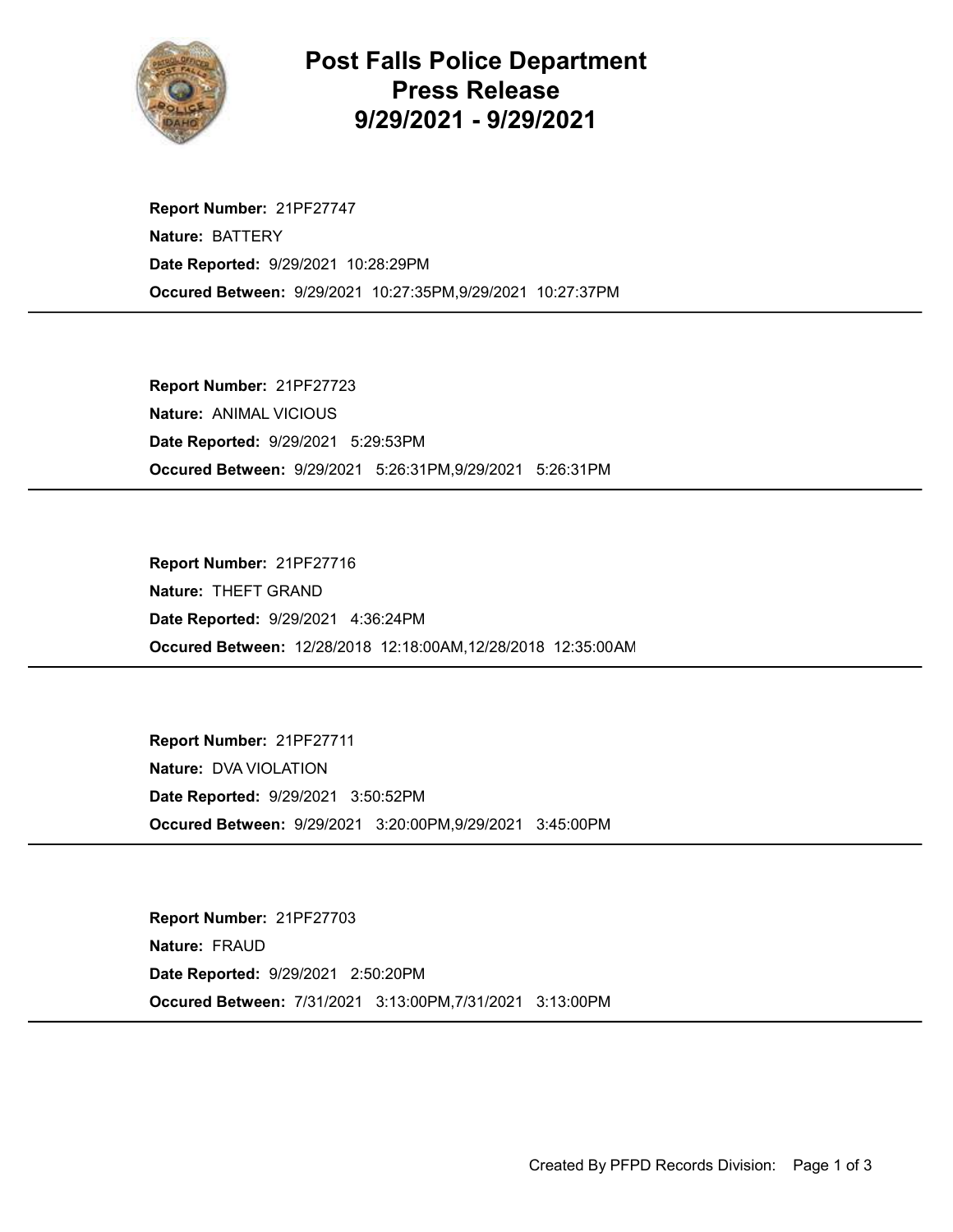# Post Falls Police Department Press Release 9/29/2021 - 9/29/2021

**Report Number:** 21PF27747
**Nature:** BATTERY
**Date Reported:** 9/29/2021 10:28:29PM
**Occured Between:** 9/29/2021 10:27:35PM,9/29/2021 10:27:37PM

---

**Report Number:** 21PF27723
**Nature:** ANIMAL VICIOUS
**Date Reported:** 9/29/2021 5:29:53PM
**Occured Between:** 9/29/2021 5:26:31PM,9/29/2021 5:26:31PM

---

**Report Number:** 21PF27716
**Nature:** THEFT GRAND
**Date Reported:** 9/29/2021 4:36:24PM
**Occured Between:** 12/28/2018 12:18:00AM,12/28/2018 12:35:00AM

---

**Report Number:** 21PF27711
**Nature:** DVA VIOLATION
**Date Reported:** 9/29/2021 3:50:52PM
**Occured Between:** 9/29/2021 3:20:00PM,9/29/2021 3:45:00PM

---

**Report Number:** 21PF27703
**Nature:** FRAUD
**Date Reported:** 9/29/2021 2:50:20PM
**Occured Between:** 7/31/2021 3:13:00PM,7/31/2021 3:13:00PM

---

Created By PFPD Records Division: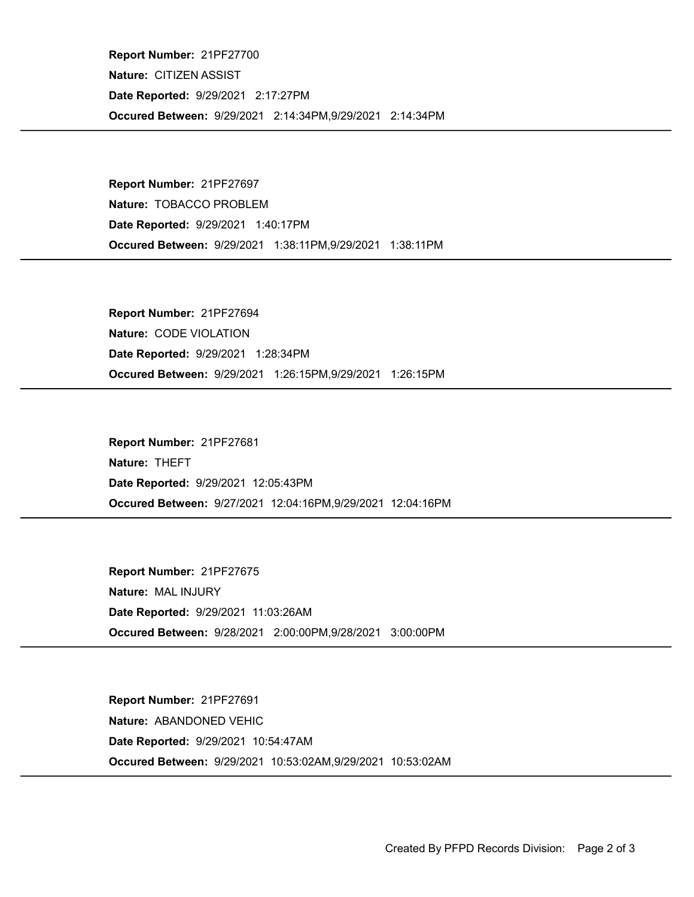**Report Number:** 21PF27700

**Nature:** CITIZEN ASSIST

**Date Reported:** 9/29/2021 2:17:27PM

**Occured Between:** 9/29/2021 2:14:34PM,9/29/2021 2:14:34PM

---

**Report Number:** 21PF27697

**Nature:** TOBACCO PROBLEM

**Date Reported:** 9/29/2021 1:40:17PM

**Occured Between:** 9/29/2021 1:38:11PM,9/29/2021 1:38:11PM

---

**Report Number:** 21PF27694

**Nature:** CODE VIOLATION

**Date Reported:** 9/29/2021 1:28:34PM

**Occured Between:** 9/29/2021 1:26:15PM,9/29/2021 1:26:15PM

---

**Report Number:** 21PF27681

**Nature:** THEFT

**Date Reported:** 9/29/2021 12:05:43PM

**Occured Between:** 9/27/2021 12:04:16PM,9/29/2021 12:04:16PM

---

**Report Number:** 21PF27675

**Nature:** MAL INJURY

**Date Reported:** 9/29/2021 11:03:26AM

**Occured Between:** 9/28/2021 2:00:00PM,9/28/2021 3:00:00PM

---

**Report Number:** 21PF27691

**Nature:** ABANDONED VEHIC

**Date Reported:** 9/29/2021 10:54:47AM

**Occured Between:** 9/29/2021 10:53:02AM,9/29/2021 10:53:02AM

---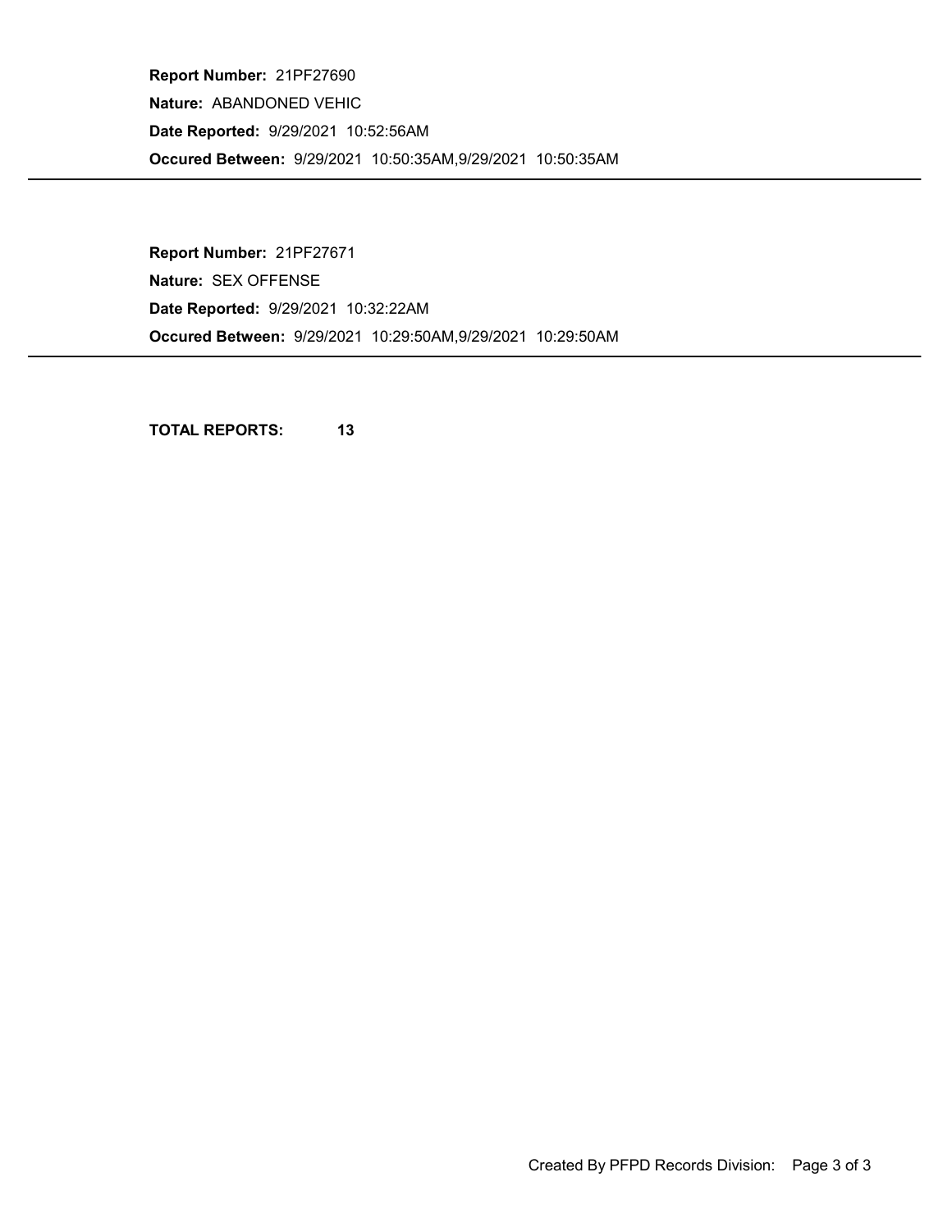**Report Number:** 21PF27690

**Nature:** ABANDONED VEHIC

**Date Reported:** 9/29/2021 10:52:56AM

**Occured Between:** 9/29/2021 10:50:35AM,9/29/2021 10:50:35AM

---

**Report Number:** 21PF27671

**Nature:** SEX OFFENSE

**Date Reported:** 9/29/2021 10:32:22AM

**Occured Between:** 9/29/2021 10:29:50AM,9/29/2021 10:29:50AM

---

**TOTAL REPORTS: 13**

Created By PFPD Records Division: